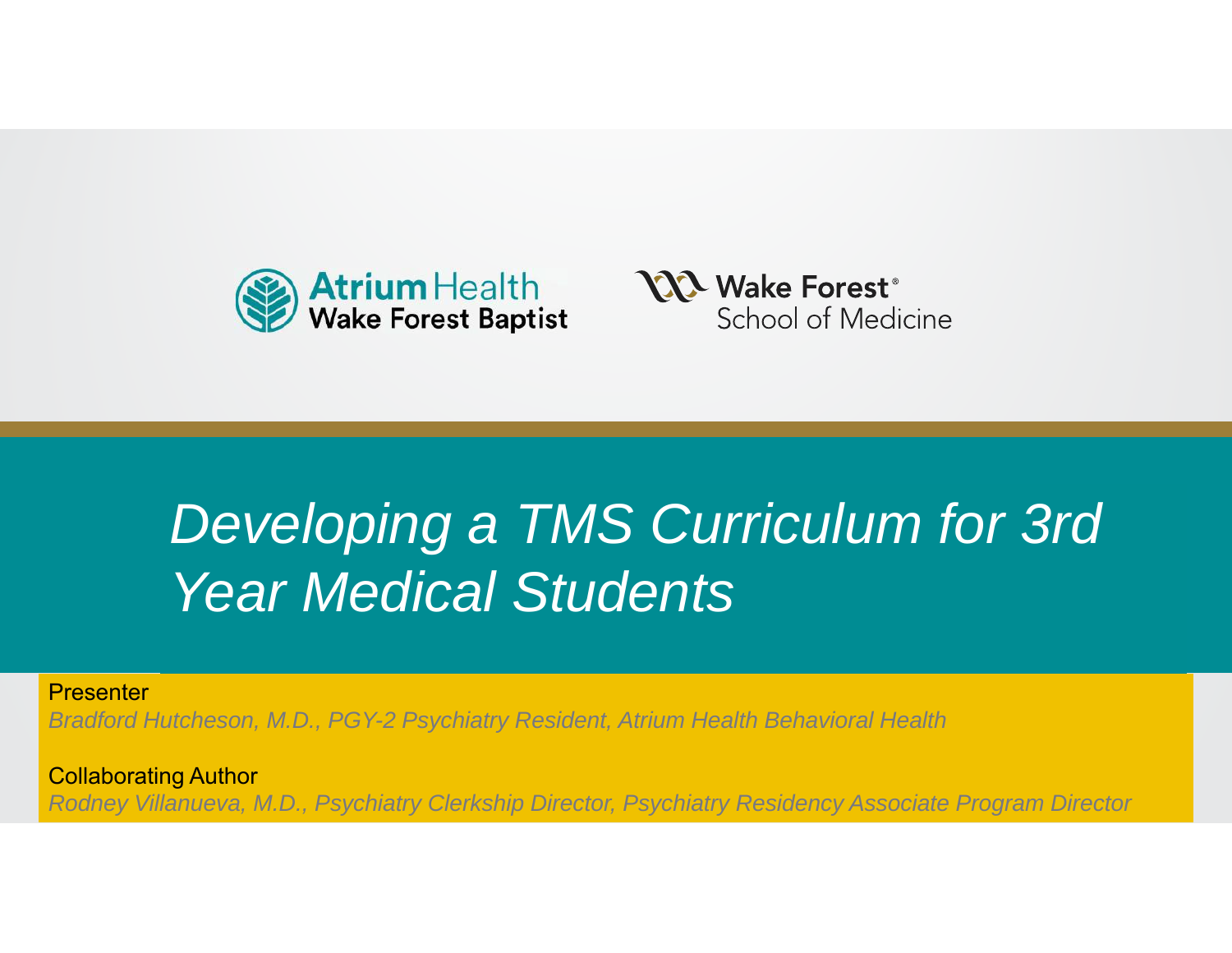Atrium Health Wake Forest Baptist

Wake Forest® School of Medicine

# *Developing a TMS Curriculum for 3rd Year Medical Students*

Presenter

*Bradford Hutcheson, M.D., PGY-2 Psychiatry Resident, Atrium Health Behavioral Health*

Collaborating Author

*Rodney Villanueva, M.D., Psychiatry Clerkship Director, Psychiatry Residency Associate Program Director*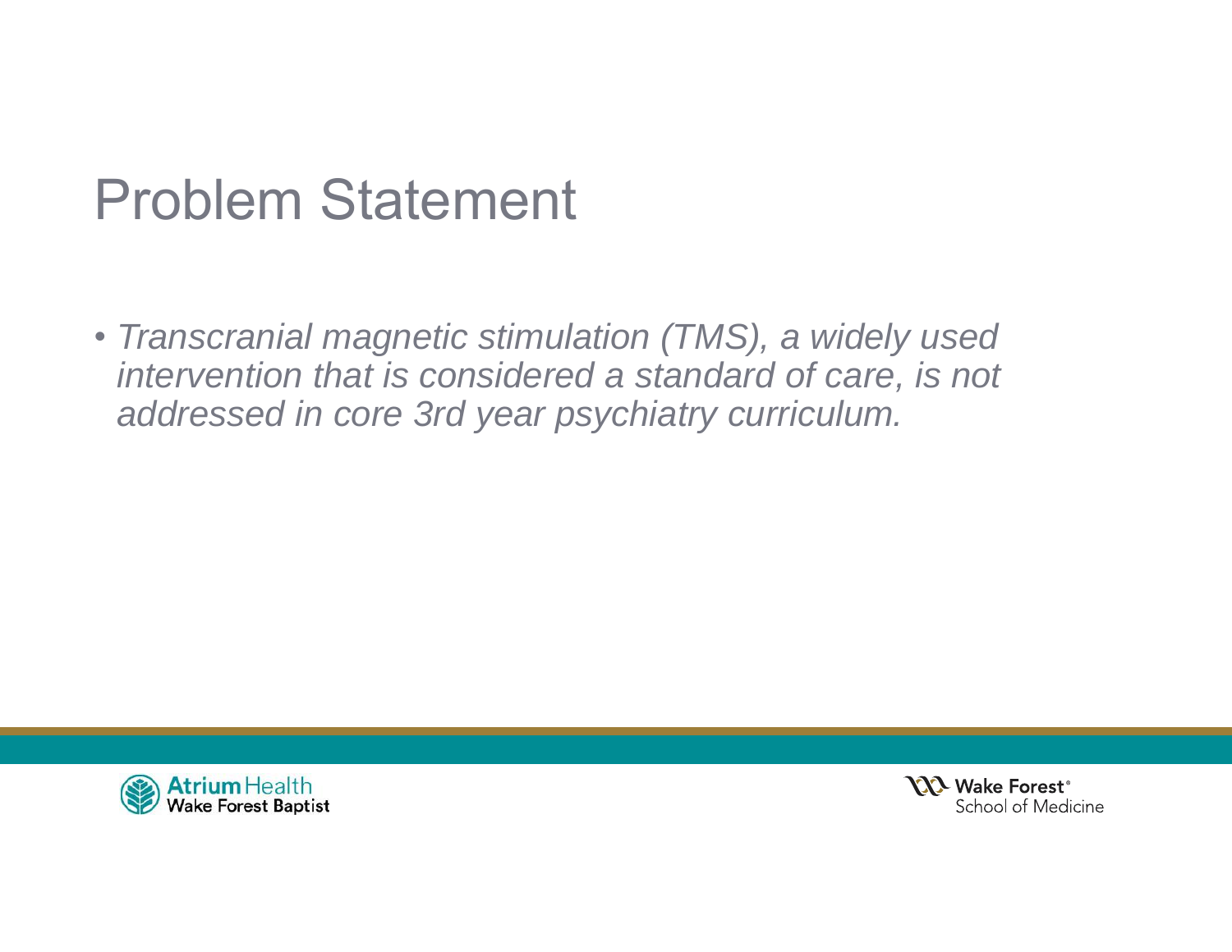# Problem Statement

- *Transcranial magnetic stimulation (TMS), a widely used intervention that is considered a standard of care, is not addressed in core 3rd year psychiatry curriculum.*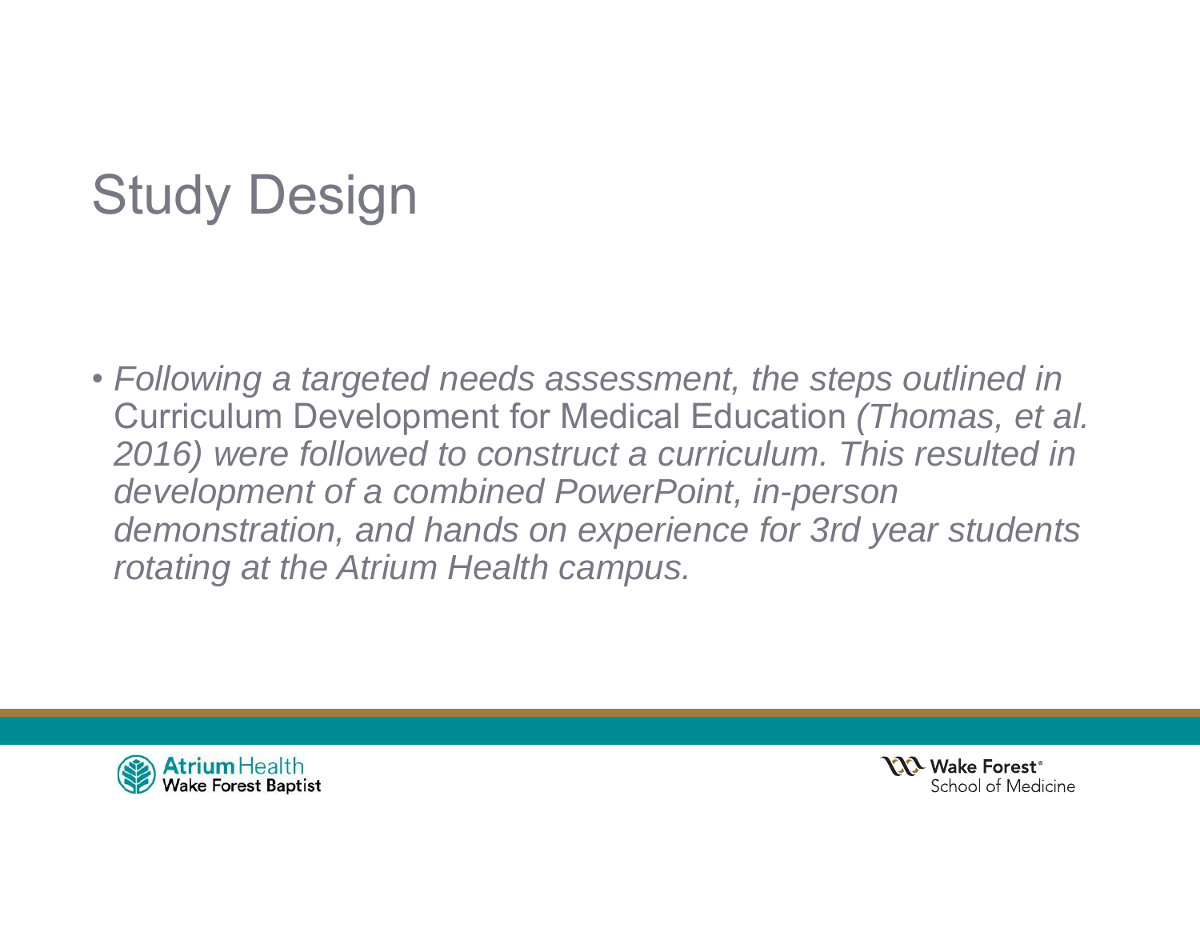# Study Design

- *Following a targeted needs assessment, the steps outlined in* Curriculum Development for Medical Education *(Thomas, et al. 2016) were followed to construct a curriculum. This resulted in development of a combined PowerPoint, in-person demonstration, and hands on experience for 3rd year students rotating at the Atrium Health campus.*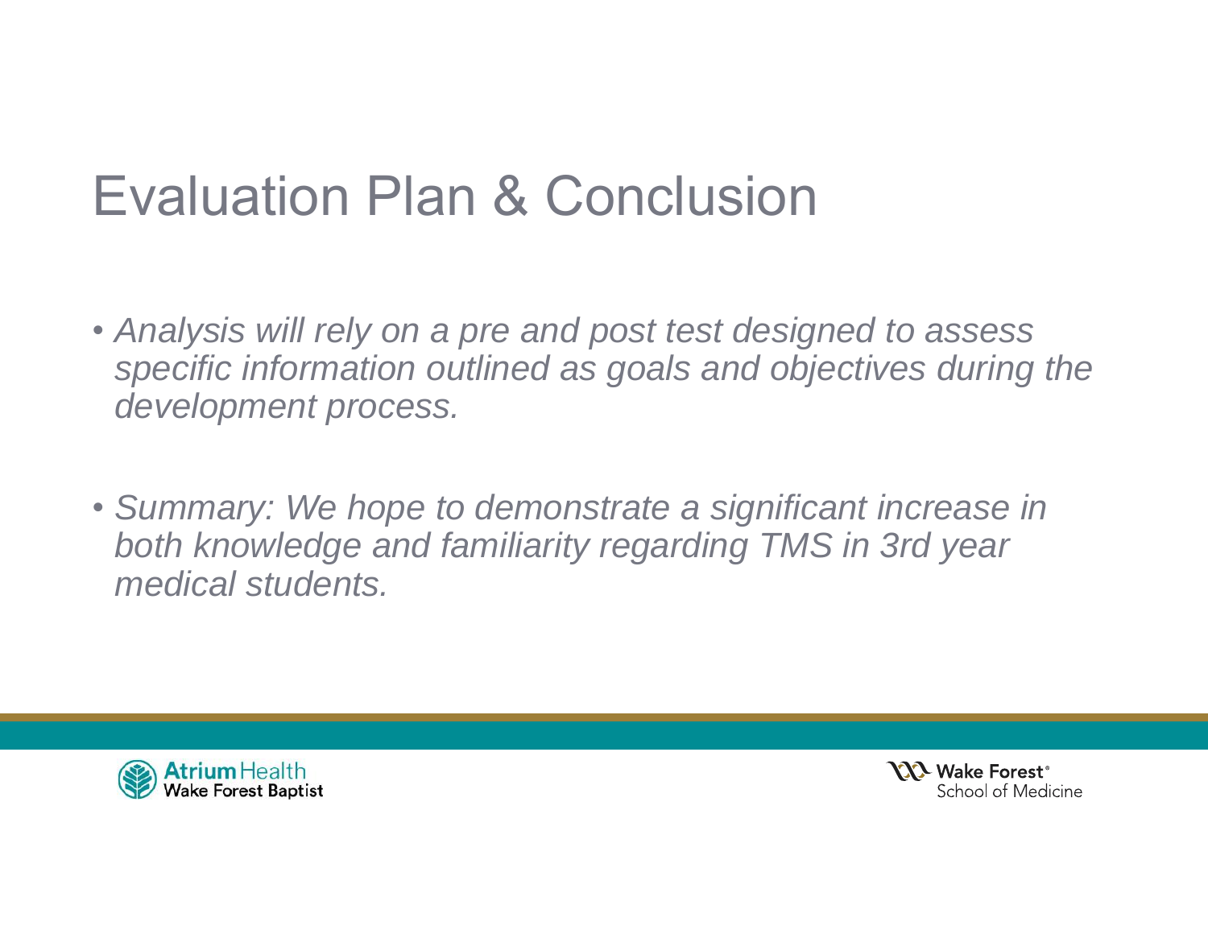# Evaluation Plan & Conclusion

- *Analysis will rely on a pre and post test designed to assess specific information outlined as goals and objectives during the development process.*

- *Summary: We hope to demonstrate a significant increase in both knowledge and familiarity regarding TMS in 3rd year medical students.*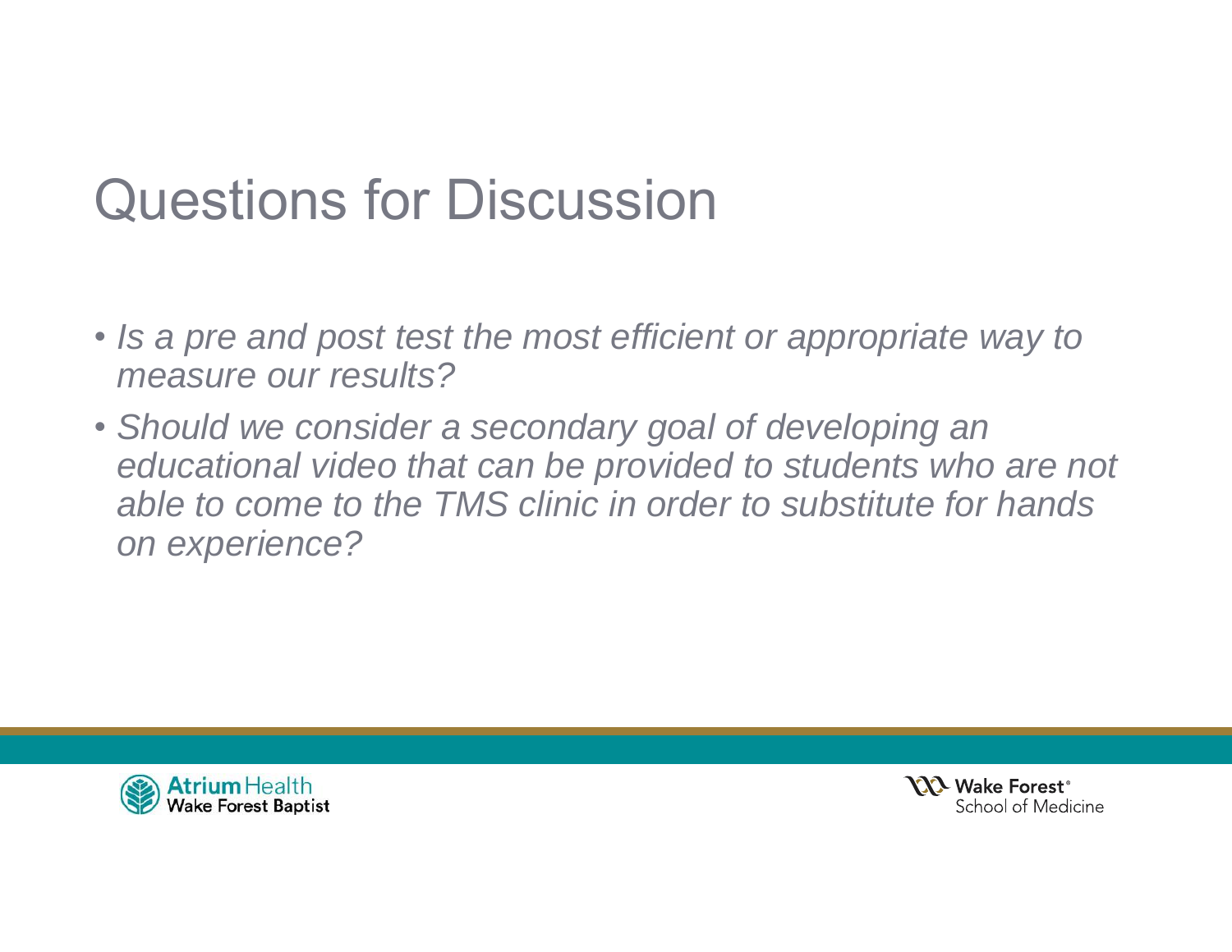# Questions for Discussion

- *Is a pre and post test the most efficient or appropriate way to measure our results?*
- *Should we consider a secondary goal of developing an educational video that can be provided to students who are not able to come to the TMS clinic in order to substitute for hands on experience?*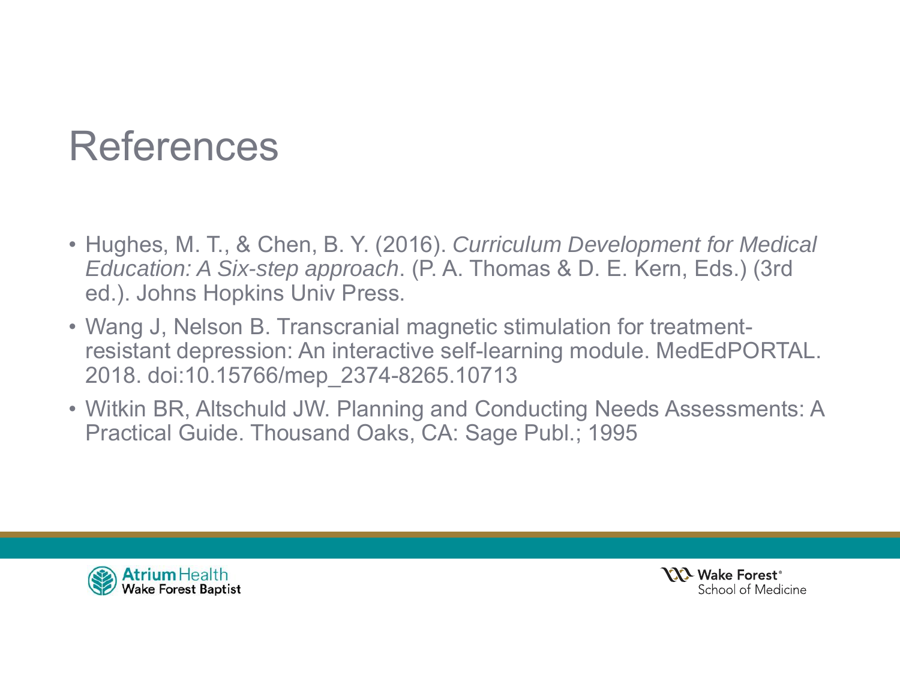# References

- Hughes, M. T., & Chen, B. Y. (2016). *Curriculum Development for Medical Education: A Six-step approach*. (P. A. Thomas & D. E. Kern, Eds.) (3rd ed.). Johns Hopkins Univ Press.
- Wang J, Nelson B. Transcranial magnetic stimulation for treatment-resistant depression: An interactive self-learning module. MedEdPORTAL. 2018. doi:10.15766/mep_2374-8265.10713
- Witkin BR, Altschuld JW. Planning and Conducting Needs Assessments: A Practical Guide. Thousand Oaks, CA: Sage Publ.; 1995